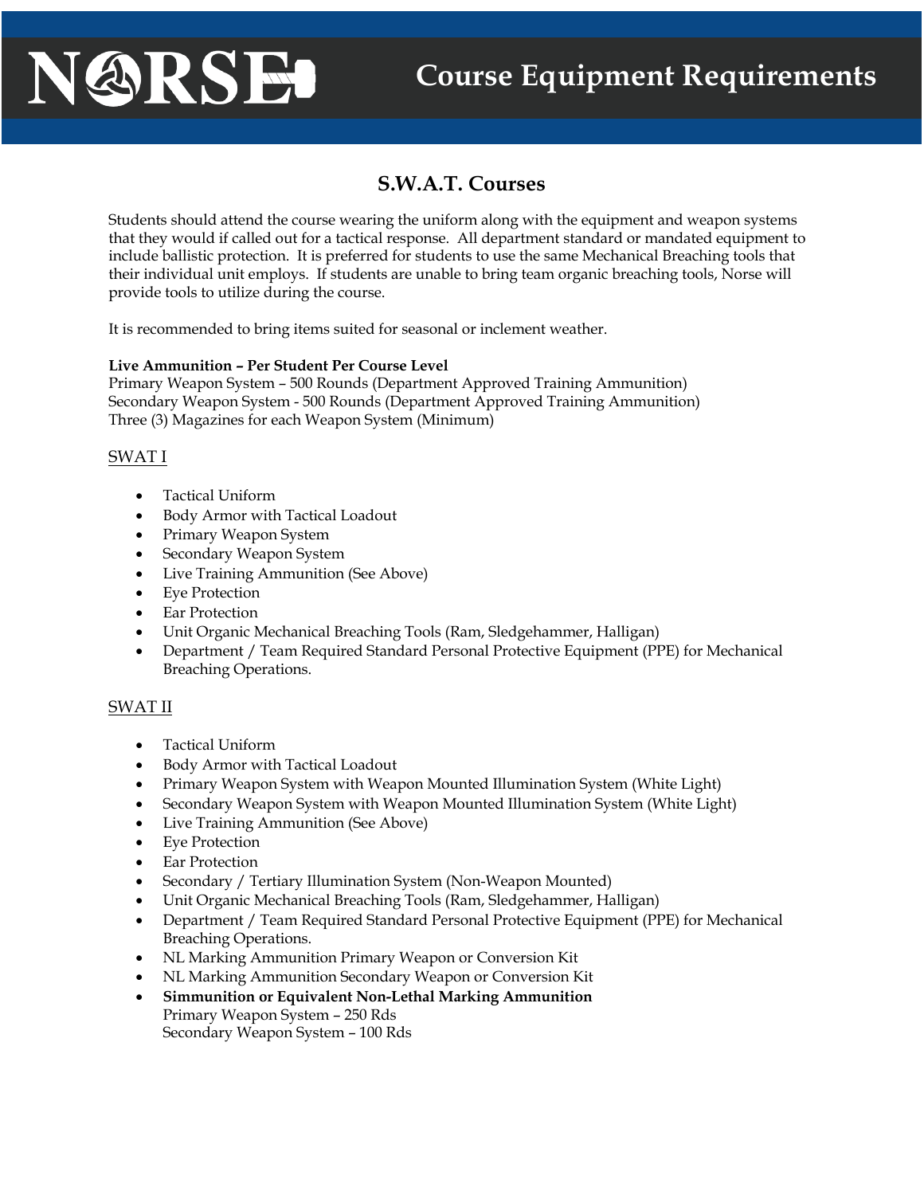# NORSE Course Equipment Requirements

## S.W.A.T. Courses

Students should attend the course wearing the uniform along with the equipment and weapon systems that they would if called out for a tactical response. All department standard or mandated equipment to include ballistic protection. It is preferred for students to use the same Mechanical Breaching tools that their individual unit employs. If students are unable to bring team organic breaching tools, Norse will provide tools to utilize during the course.

It is recommended to bring items suited for seasonal or inclement weather.

**Live Ammunition – Per Student Per Course Level**
Primary Weapon System – 500 Rounds (Department Approved Training Ammunition)
Secondary Weapon System - 500 Rounds (Department Approved Training Ammunition)
Three (3) Magazines for each Weapon System (Minimum)

### SWAT I

- Tactical Uniform
- Body Armor with Tactical Loadout
- Primary Weapon System
- Secondary Weapon System
- Live Training Ammunition (See Above)
- Eye Protection
- Ear Protection
- Unit Organic Mechanical Breaching Tools (Ram, Sledgehammer, Halligan)
- Department / Team Required Standard Personal Protective Equipment (PPE) for Mechanical Breaching Operations.

### SWAT II

- Tactical Uniform
- Body Armor with Tactical Loadout
- Primary Weapon System with Weapon Mounted Illumination System (White Light)
- Secondary Weapon System with Weapon Mounted Illumination System (White Light)
- Live Training Ammunition (See Above)
- Eye Protection
- Ear Protection
- Secondary / Tertiary Illumination System (Non-Weapon Mounted)
- Unit Organic Mechanical Breaching Tools (Ram, Sledgehammer, Halligan)
- Department / Team Required Standard Personal Protective Equipment (PPE) for Mechanical Breaching Operations.
- NL Marking Ammunition Primary Weapon or Conversion Kit
- NL Marking Ammunition Secondary Weapon or Conversion Kit
- **Simmunition or Equivalent Non-Lethal Marking Ammunition**
  Primary Weapon System – 250 Rds
  Secondary Weapon System – 100 Rds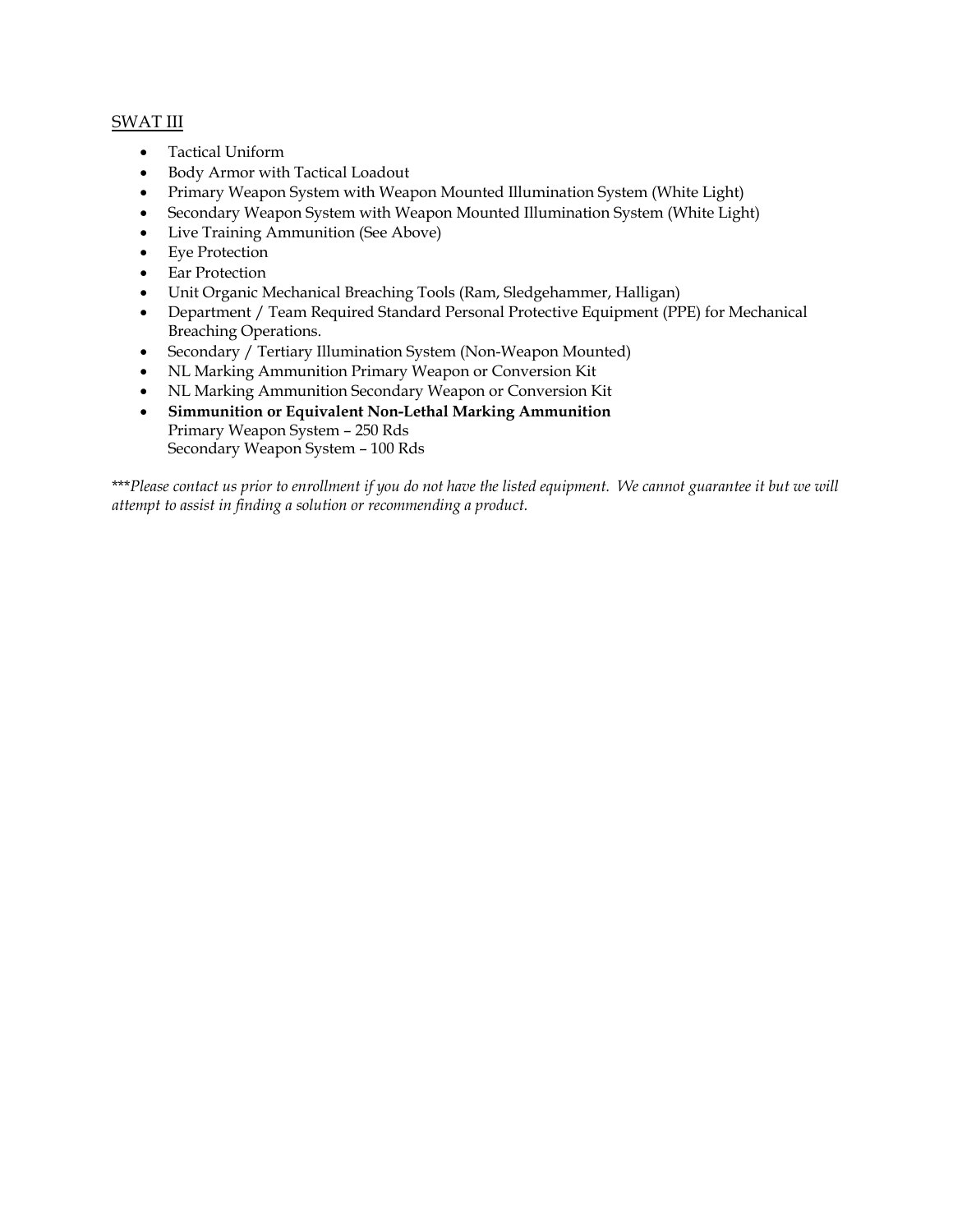SWAT III

- Tactical Uniform
- Body Armor with Tactical Loadout
- Primary Weapon System with Weapon Mounted Illumination System (White Light)
- Secondary Weapon System with Weapon Mounted Illumination System (White Light)
- Live Training Ammunition (See Above)
- Eye Protection
- Ear Protection
- Unit Organic Mechanical Breaching Tools (Ram, Sledgehammer, Halligan)
- Department / Team Required Standard Personal Protective Equipment (PPE) for Mechanical Breaching Operations.
- Secondary / Tertiary Illumination System (Non-Weapon Mounted)
- NL Marking Ammunition Primary Weapon or Conversion Kit
- NL Marking Ammunition Secondary Weapon or Conversion Kit
- **Simmunition or Equivalent Non-Lethal Marking Ammunition**
  Primary Weapon System – 250 Rds
  Secondary Weapon System – 100 Rds

****Please contact us prior to enrollment if you do not have the listed equipment. We cannot guarantee it but we will attempt to assist in finding a solution or recommending a product.*